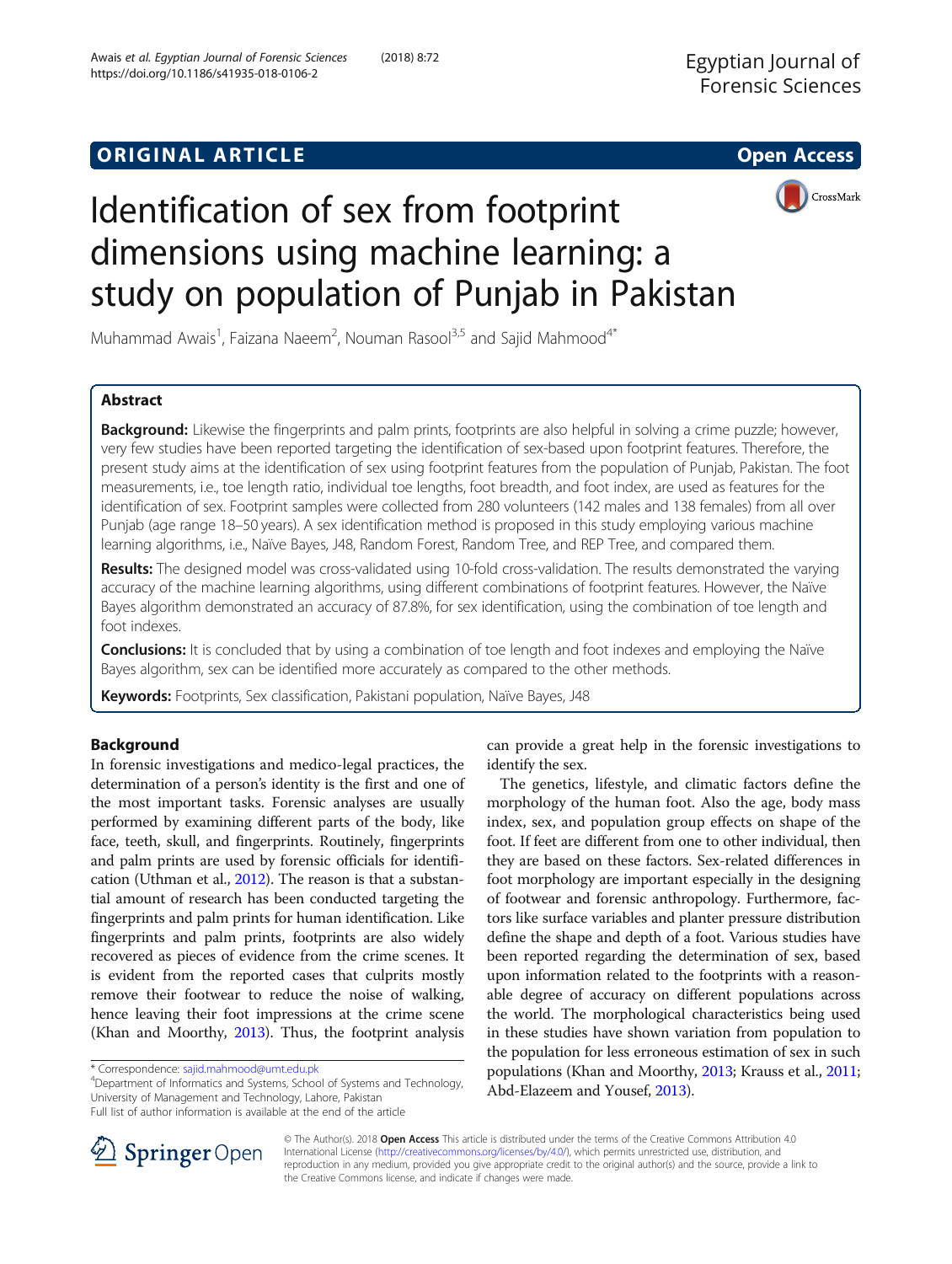# Identification of sex from footprint dimensions using machine learning: a study on population of Punjab in Pakistan

Muhammad Awais[1], Faizana Naeem[2], Nouman Rasool[3,5] and Sajid Mahmood[4*]

## Abstract

**Background:** Likewise the fingerprints and palm prints, footprints are also helpful in solving a crime puzzle; however, very few studies have been reported targeting the identification of sex-based upon footprint features. Therefore, the present study aims at the identification of sex using footprint features from the population of Punjab, Pakistan. The foot measurements, i.e., toe length ratio, individual toe lengths, foot breadth, and foot index, are used as features for the identification of sex. Footprint samples were collected from 280 volunteers (142 males and 138 females) from all over Punjab (age range 18–50 years). A sex identification method is proposed in this study employing various machine learning algorithms, i.e., Naïve Bayes, J48, Random Forest, Random Tree, and REP Tree, and compared them.

**Results:** The designed model was cross-validated using 10-fold cross-validation. The results demonstrated the varying accuracy of the machine learning algorithms, using different combinations of footprint features. However, the Naïve Bayes algorithm demonstrated an accuracy of 87.8%, for sex identification, using the combination of toe length and foot indexes.

**Conclusions:** It is concluded that by using a combination of toe length and foot indexes and employing the Naïve Bayes algorithm, sex can be identified more accurately as compared to the other methods.

**Keywords:** Footprints, Sex classification, Pakistani population, Naïve Bayes, J48

## Background

In forensic investigations and medico-legal practices, the determination of a person's identity is the first and one of the most important tasks. Forensic analyses are usually performed by examining different parts of the body, like face, teeth, skull, and fingerprints. Routinely, fingerprints and palm prints are used by forensic officials for identification (Uthman et al., 2012). The reason is that a substantial amount of research has been conducted targeting the fingerprints and palm prints for human identification. Like fingerprints and palm prints, footprints are also widely recovered as pieces of evidence from the crime scenes. It is evident from the reported cases that culprits mostly remove their footwear to reduce the noise of walking, hence leaving their foot impressions at the crime scene (Khan and Moorthy, 2013). Thus, the footprint analysis can provide a great help in the forensic investigations to identify the sex.

The genetics, lifestyle, and climatic factors define the morphology of the human foot. Also the age, body mass index, sex, and population group effects on shape of the foot. If feet are different from one to other individual, then they are based on these factors. Sex-related differences in foot morphology are important especially in the designing of footwear and forensic anthropology. Furthermore, factors like surface variables and planter pressure distribution define the shape and depth of a foot. Various studies have been reported regarding the determination of sex, based upon information related to the footprints with a reasonable degree of accuracy on different populations across the world. The morphological characteristics being used in these studies have shown variation from population to the population for less erroneous estimation of sex in such populations (Khan and Moorthy, 2013; Krauss et al., 2011; Abd-Elazeem and Yousef, 2013).

\* Correspondence: sajid.mahmood@umt.edu.pk
[4]Department of Informatics and Systems, School of Systems and Technology, University of Management and Technology, Lahore, Pakistan
Full list of author information is available at the end of the article

© The Author(s). 2018 **Open Access** This article is distributed under the terms of the Creative Commons Attribution 4.0 International License (http://creativecommons.org/licenses/by/4.0/), which permits unrestricted use, distribution, and reproduction in any medium, provided you give appropriate credit to the original author(s) and the source, provide a link to the Creative Commons license, and indicate if changes were made.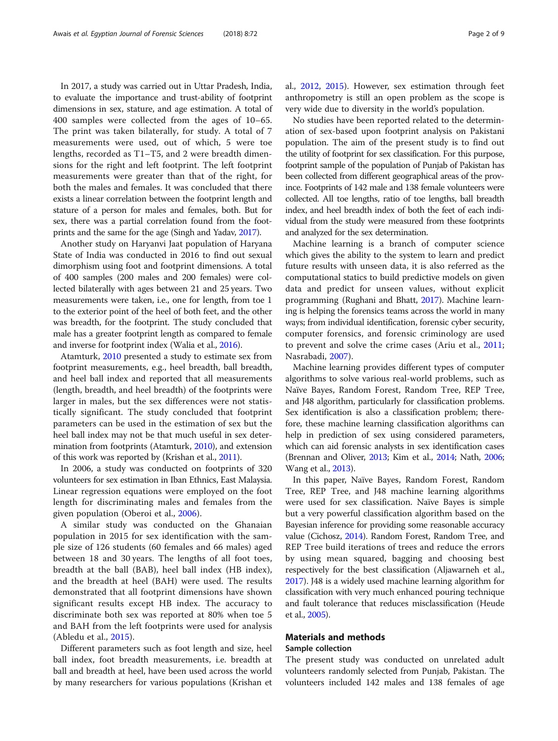In 2017, a study was carried out in Uttar Pradesh, India, to evaluate the importance and trust-ability of footprint dimensions in sex, stature, and age estimation. A total of 400 samples were collected from the ages of 10–65. The print was taken bilaterally, for study. A total of 7 measurements were used, out of which, 5 were toe lengths, recorded as T1–T5, and 2 were breadth dimensions for the right and left footprint. The left footprint measurements were greater than that of the right, for both the males and females. It was concluded that there exists a linear correlation between the footprint length and stature of a person for males and females, both. But for sex, there was a partial correlation found from the footprints and the same for the age (Singh and Yadav, 2017).

Another study on Haryanvi Jaat population of Haryana State of India was conducted in 2016 to find out sexual dimorphism using foot and footprint dimensions. A total of 400 samples (200 males and 200 females) were collected bilaterally with ages between 21 and 25 years. Two measurements were taken, i.e., one for length, from toe 1 to the exterior point of the heel of both feet, and the other was breadth, for the footprint. The study concluded that male has a greater footprint length as compared to female and inverse for footprint index (Walia et al., 2016).

Atamturk, 2010 presented a study to estimate sex from footprint measurements, e.g., heel breadth, ball breadth, and heel ball index and reported that all measurements (length, breadth, and heel breadth) of the footprints were larger in males, but the sex differences were not statistically significant. The study concluded that footprint parameters can be used in the estimation of sex but the heel ball index may not be that much useful in sex determination from footprints (Atamturk, 2010), and extension of this work was reported by (Krishan et al., 2011).

In 2006, a study was conducted on footprints of 320 volunteers for sex estimation in Iban Ethnics, East Malaysia. Linear regression equations were employed on the foot length for discriminating males and females from the given population (Oberoi et al., 2006).

A similar study was conducted on the Ghanaian population in 2015 for sex identification with the sample size of 126 students (60 females and 66 males) aged between 18 and 30 years. The lengths of all foot toes, breadth at the ball (BAB), heel ball index (HB index), and the breadth at heel (BAH) were used. The results demonstrated that all footprint dimensions have shown significant results except HB index. The accuracy to discriminate both sex was reported at 80% when toe 5 and BAH from the left footprints were used for analysis (Abledu et al., 2015).

Different parameters such as foot length and size, heel ball index, foot breadth measurements, i.e. breadth at ball and breadth at heel, have been used across the world by many researchers for various populations (Krishan et al., 2012, 2015). However, sex estimation through feet anthropometry is still an open problem as the scope is very wide due to diversity in the world's population.

No studies have been reported related to the determination of sex-based upon footprint analysis on Pakistani population. The aim of the present study is to find out the utility of footprint for sex classification. For this purpose, footprint sample of the population of Punjab of Pakistan has been collected from different geographical areas of the province. Footprints of 142 male and 138 female volunteers were collected. All toe lengths, ratio of toe lengths, ball breadth index, and heel breadth index of both the feet of each individual from the study were measured from these footprints and analyzed for the sex determination.

Machine learning is a branch of computer science which gives the ability to the system to learn and predict future results with unseen data, it is also referred as the computational statics to build predictive models on given data and predict for unseen values, without explicit programming (Rughani and Bhatt, 2017). Machine learning is helping the forensics teams across the world in many ways; from individual identification, forensic cyber security, computer forensics, and forensic criminology are used to prevent and solve the crime cases (Ariu et al., 2011; Nasrabadi, 2007).

Machine learning provides different types of computer algorithms to solve various real-world problems, such as Naïve Bayes, Random Forest, Random Tree, REP Tree, and J48 algorithm, particularly for classification problems. Sex identification is also a classification problem; therefore, these machine learning classification algorithms can help in prediction of sex using considered parameters, which can aid forensic analysts in sex identification cases (Brennan and Oliver, 2013; Kim et al., 2014; Nath, 2006; Wang et al., 2013).

In this paper, Naïve Bayes, Random Forest, Random Tree, REP Tree, and J48 machine learning algorithms were used for sex classification. Naïve Bayes is simple but a very powerful classification algorithm based on the Bayesian inference for providing some reasonable accuracy value (Cichosz, 2014). Random Forest, Random Tree, and REP Tree build iterations of trees and reduce the errors by using mean squared, bagging and choosing best respectively for the best classification (Aljawarneh et al., 2017). J48 is a widely used machine learning algorithm for classification with very much enhanced pouring technique and fault tolerance that reduces misclassification (Heude et al., 2005).

## Materials and methods

### Sample collection

The present study was conducted on unrelated adult volunteers randomly selected from Punjab, Pakistan. The volunteers included 142 males and 138 females of age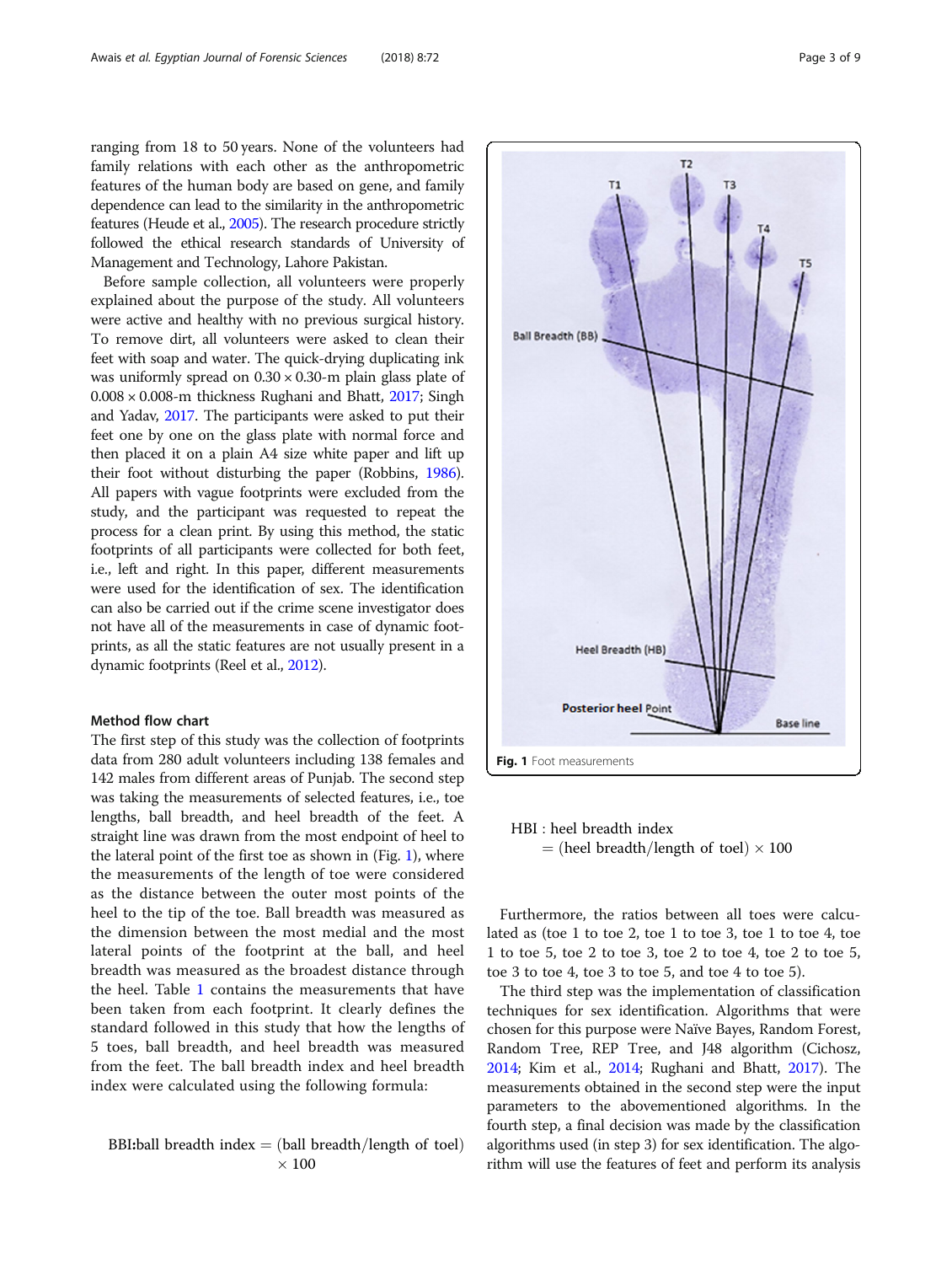ranging from 18 to 50 years. None of the volunteers had family relations with each other as the anthropometric features of the human body are based on gene, and family dependence can lead to the similarity in the anthropometric features (Heude et al., 2005). The research procedure strictly followed the ethical research standards of University of Management and Technology, Lahore Pakistan.

Before sample collection, all volunteers were properly explained about the purpose of the study. All volunteers were active and healthy with no previous surgical history. To remove dirt, all volunteers were asked to clean their feet with soap and water. The quick-drying duplicating ink was uniformly spread on $0.30 \times 0.30$-m plain glass plate of $0.008 \times 0.008$-m thickness Rughani and Bhatt, 2017; Singh and Yadav, 2017. The participants were asked to put their feet one by one on the glass plate with normal force and then placed it on a plain A4 size white paper and lift up their foot without disturbing the paper (Robbins, 1986). All papers with vague footprints were excluded from the study, and the participant was requested to repeat the process for a clean print. By using this method, the static footprints of all participants were collected for both feet, i.e., left and right. In this paper, different measurements were used for the identification of sex. The identification can also be carried out if the crime scene investigator does not have all of the measurements in case of dynamic footprints, as all the static features are not usually present in a dynamic footprints (Reel et al., 2012).

### Method flow chart

The first step of this study was the collection of footprints data from 280 adult volunteers including 138 females and 142 males from different areas of Punjab. The second step was taking the measurements of selected features, i.e., toe lengths, ball breadth, and heel breadth of the feet. A straight line was drawn from the most endpoint of heel to the lateral point of the first toe as shown in (Fig. 1), where the measurements of the length of toe were considered as the distance between the outer most points of the heel to the tip of the toe. Ball breadth was measured as the dimension between the most medial and the most lateral points of the footprint at the ball, and heel breadth was measured as the broadest distance through the heel. Table 1 contains the measurements that have been taken from each footprint. It clearly defines the standard followed in this study that how the lengths of 5 toes, ball breadth, and heel breadth was measured from the feet. The ball breadth index and heel breadth index were calculated using the following formula:

$$\text{BBI:ball breadth index} = (\text{ball breadth}/\text{length of toe1}) \times 100$$

Fig. 1 Foot measurements

$$\text{HBI : heel breadth index} = (\text{heel breadth}/\text{length of toe1}) \times 100$$

Furthermore, the ratios between all toes were calculated as (toe 1 to toe 2, toe 1 to toe 3, toe 1 to toe 4, toe 1 to toe 5, toe 2 to toe 3, toe 2 to toe 4, toe 2 to toe 5, toe 3 to toe 4, toe 3 to toe 5, and toe 4 to toe 5).

The third step was the implementation of classification techniques for sex identification. Algorithms that were chosen for this purpose were Naïve Bayes, Random Forest, Random Tree, REP Tree, and J48 algorithm (Cichosz, 2014; Kim et al., 2014; Rughani and Bhatt, 2017). The measurements obtained in the second step were the input parameters to the abovementioned algorithms. In the fourth step, a final decision was made by the classification algorithms used (in step 3) for sex identification. The algorithm will use the features of feet and perform its analysis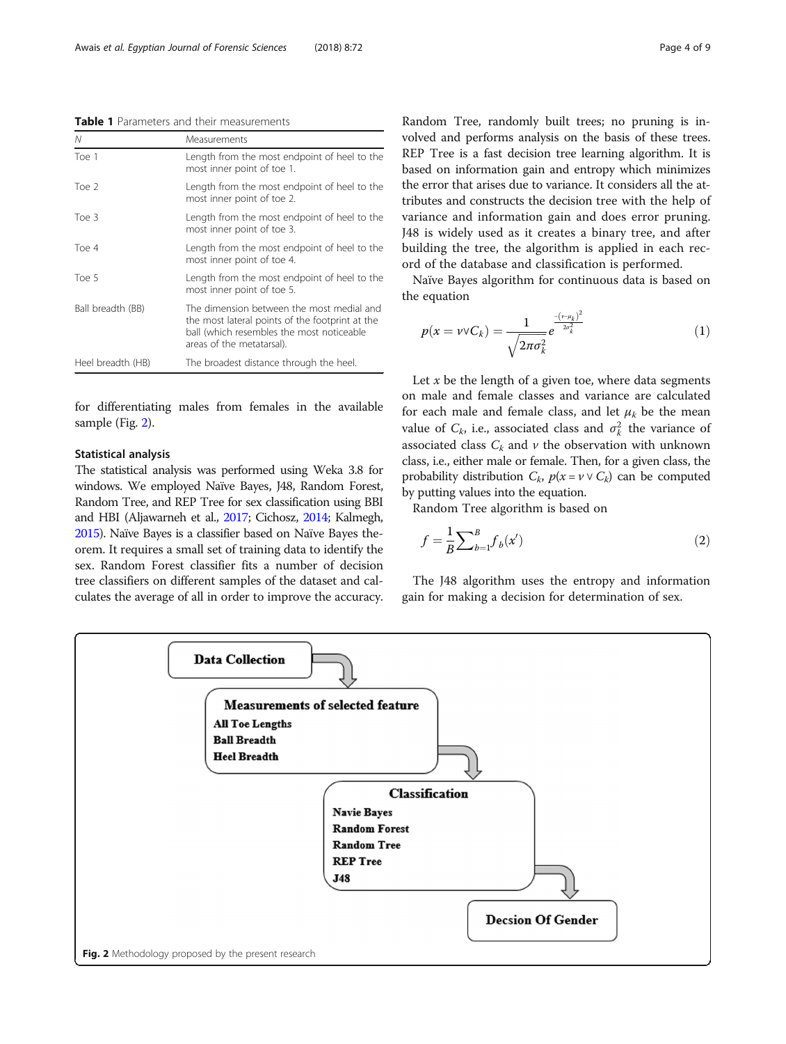**Table 1** Parameters and their measurements

| N | Measurements |
| --- | --- |
| Toe 1 | Length from the most endpoint of heel to the most inner point of toe 1. |
| Toe 2 | Length from the most endpoint of heel to the most inner point of toe 2. |
| Toe 3 | Length from the most endpoint of heel to the most inner point of toe 3. |
| Toe 4 | Length from the most endpoint of heel to the most inner point of toe 4. |
| Toe 5 | Length from the most endpoint of heel to the most inner point of toe 5. |
| Ball breadth (BB) | The dimension between the most medial and the most lateral points of the footprint at the ball (which resembles the most noticeable areas of the metatarsal). |
| Heel breadth (HB) | The broadest distance through the heel. |

for differentiating males from females in the available sample (Fig. 2).

### Statistical analysis

The statistical analysis was performed using Weka 3.8 for windows. We employed Naïve Bayes, J48, Random Forest, Random Tree, and REP Tree for sex classification using BBI and HBI (Aljawarneh et al., 2017; Cichosz, 2014; Kalmegh, 2015). Naïve Bayes is a classifier based on Naïve Bayes theorem. It requires a small set of training data to identify the sex. Random Forest classifier fits a number of decision tree classifiers on different samples of the dataset and calculates the average of all in order to improve the accuracy. Random Tree, randomly built trees; no pruning is involved and performs analysis on the basis of these trees. REP Tree is a fast decision tree learning algorithm. It is based on information gain and entropy which minimizes the error that arises due to variance. It considers all the attributes and constructs the decision tree with the help of variance and information gain and does error pruning. J48 is widely used as it creates a binary tree, and after building the tree, the algorithm is applied in each record of the database and classification is performed.

Naïve Bayes algorithm for continuous data is based on the equation

$$p(x = v \vee C_k) = \frac{1}{\sqrt{2\pi\sigma_k^2}} e^{\frac{-(v-\mu_k)^2}{2\sigma_k^2}} \tag{1}$$

Let $x$ be the length of a given toe, where data segments on male and female classes and variance are calculated for each male and female class, and let $\mu_k$ be the mean value of $C_k$, i.e., associated class and $\sigma_k^2$ the variance of associated class $C_k$ and $v$ the observation with unknown class, i.e., either male or female. Then, for a given class, the probability distribution $C_k$, $p(x = v \vee C_k)$ can be computed by putting values into the equation.

Random Tree algorithm is based on

$$f = \frac{1}{B}\sum_{b=1}^{B} f_b(x') \tag{2}$$

The J48 algorithm uses the entropy and information gain for making a decision for determination of sex.

Data Collection → Measurements of selected feature (All Toe Lengths, Ball Breadth, Heel Breadth) → Classification (Navie Bayes, Random Forest, Random Tree, REP Tree, J48) → Decsion Of Gender

**Fig. 2** Methodology proposed by the present research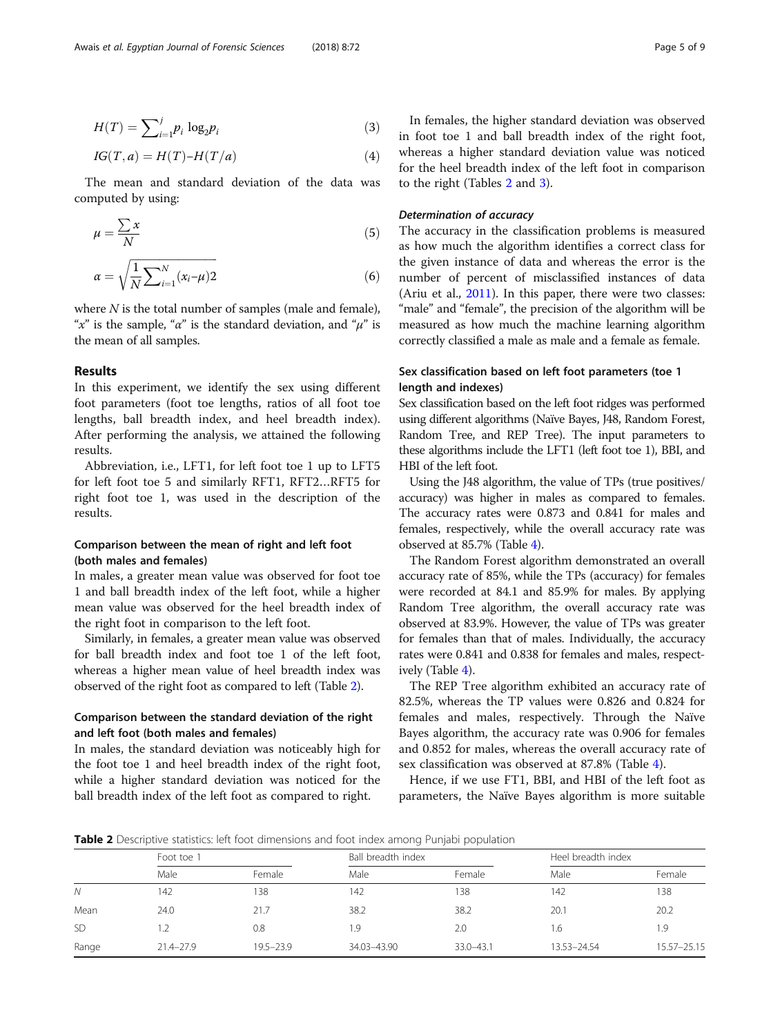$$H(T) = \sum_{i=1}^{j} p_i \log_2 p_i \quad (3)$$

$$IG(T, a) = H(T) - H(T/a) \quad (4)$$

The mean and standard deviation of the data was computed by using:

$$\mu = \frac{\sum x}{N} \quad (5)$$

$$\alpha = \sqrt{\frac{1}{N}\sum_{i=1}^{N}(x_i - \mu)2} \quad (6)$$

where $N$ is the total number of samples (male and female), "$x$" is the sample, "$\alpha$" is the standard deviation, and "$\mu$" is the mean of all samples.

## Results

In this experiment, we identify the sex using different foot parameters (foot toe lengths, ratios of all foot toe lengths, ball breadth index, and heel breadth index). After performing the analysis, we attained the following results.

Abbreviation, i.e., LFT1, for left foot toe 1 up to LFT5 for left foot toe 5 and similarly RFT1, RFT2…RFT5 for right foot toe 1, was used in the description of the results.

### Comparison between the mean of right and left foot (both males and females)

In males, a greater mean value was observed for foot toe 1 and ball breadth index of the left foot, while a higher mean value was observed for the heel breadth index of the right foot in comparison to the left foot.

Similarly, in females, a greater mean value was observed for ball breadth index and foot toe 1 of the left foot, whereas a higher mean value of heel breadth index was observed of the right foot as compared to left (Table 2).

### Comparison between the standard deviation of the right and left foot (both males and females)

In males, the standard deviation was noticeably high for the foot toe 1 and heel breadth index of the right foot, while a higher standard deviation was noticed for the ball breadth index of the left foot as compared to right.

In females, the higher standard deviation was observed in foot toe 1 and ball breadth index of the right foot, whereas a higher standard deviation value was noticed for the heel breadth index of the left foot in comparison to the right (Tables 2 and 3).

#### *Determination of accuracy*

The accuracy in the classification problems is measured as how much the algorithm identifies a correct class for the given instance of data and whereas the error is the number of percent of misclassified instances of data (Ariu et al., 2011). In this paper, there were two classes: "male" and "female", the precision of the algorithm will be measured as how much the machine learning algorithm correctly classified a male as male and a female as female.

### Sex classification based on left foot parameters (toe 1 length and indexes)

Sex classification based on the left foot ridges was performed using different algorithms (Naïve Bayes, J48, Random Forest, Random Tree, and REP Tree). The input parameters to these algorithms include the LFT1 (left foot toe 1), BBI, and HBI of the left foot.

Using the J48 algorithm, the value of TPs (true positives/ accuracy) was higher in males as compared to females. The accuracy rates were 0.873 and 0.841 for males and females, respectively, while the overall accuracy rate was observed at 85.7% (Table 4).

The Random Forest algorithm demonstrated an overall accuracy rate of 85%, while the TPs (accuracy) for females were recorded at 84.1 and 85.9% for males. By applying Random Tree algorithm, the overall accuracy rate was observed at 83.9%. However, the value of TPs was greater for females than that of males. Individually, the accuracy rates were 0.841 and 0.838 for females and males, respectively (Table 4).

The REP Tree algorithm exhibited an accuracy rate of 82.5%, whereas the TP values were 0.826 and 0.824 for females and males, respectively. Through the Naïve Bayes algorithm, the accuracy rate was 0.906 for females and 0.852 for males, whereas the overall accuracy rate of sex classification was observed at 87.8% (Table 4).

Hence, if we use FT1, BBI, and HBI of the left foot as parameters, the Naïve Bayes algorithm is more suitable

**Table 2** Descriptive statistics: left foot dimensions and foot index among Punjabi population

| | Foot toe 1 | | Ball breadth index | | Heel breadth index | |
|---|---|---|---|---|---|---|
| | Male | Female | Male | Female | Male | Female |
| $N$ | 142 | 138 | 142 | 138 | 142 | 138 |
| Mean | 24.0 | 21.7 | 38.2 | 38.2 | 20.1 | 20.2 |
| SD | 1.2 | 0.8 | 1.9 | 2.0 | 1.6 | 1.9 |
| Range | 21.4–27.9 | 19.5–23.9 | 34.03–43.90 | 33.0–43.1 | 13.53–24.54 | 15.57–25.15 |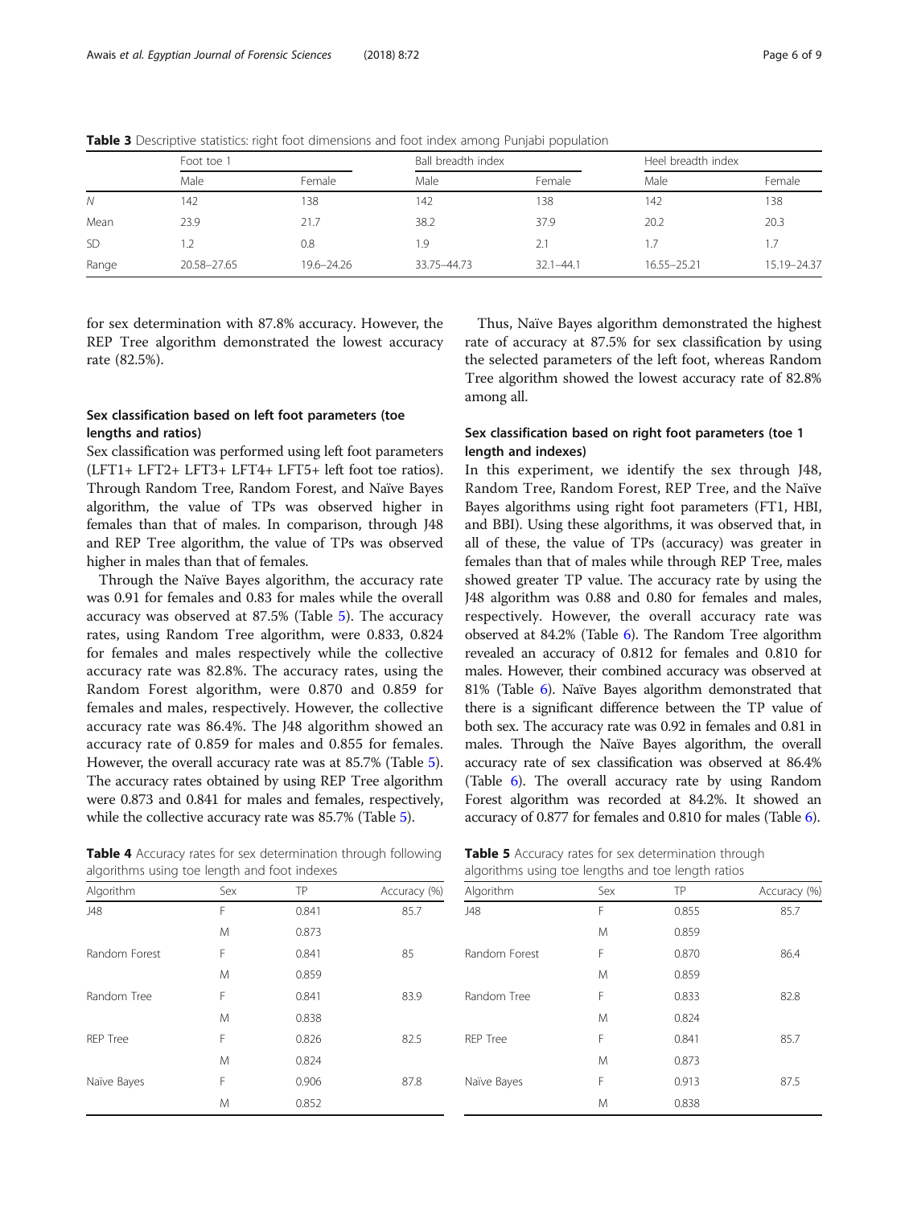**Table 3** Descriptive statistics: right foot dimensions and foot index among Punjabi population

| | Foot toe 1 | | Ball breadth index | | Heel breadth index | |
|---|---|---|---|---|---|---|
| | Male | Female | Male | Female | Male | Female |
| N | 142 | 138 | 142 | 138 | 142 | 138 |
| Mean | 23.9 | 21.7 | 38.2 | 37.9 | 20.2 | 20.3 |
| SD | 1.2 | 0.8 | 1.9 | 2.1 | 1.7 | 1.7 |
| Range | 20.58–27.65 | 19.6–24.26 | 33.75–44.73 | 32.1–44.1 | 16.55–25.21 | 15.19–24.37 |

for sex determination with 87.8% accuracy. However, the REP Tree algorithm demonstrated the lowest accuracy rate (82.5%).

## Sex classification based on left foot parameters (toe lengths and ratios)

Sex classification was performed using left foot parameters (LFT1+ LFT2+ LFT3+ LFT4+ LFT5+ left foot toe ratios). Through Random Tree, Random Forest, and Naïve Bayes algorithm, the value of TPs was observed higher in females than that of males. In comparison, through J48 and REP Tree algorithm, the value of TPs was observed higher in males than that of females.

Through the Naïve Bayes algorithm, the accuracy rate was 0.91 for females and 0.83 for males while the overall accuracy was observed at 87.5% (Table 5). The accuracy rates, using Random Tree algorithm, were 0.833, 0.824 for females and males respectively while the collective accuracy rate was 82.8%. The accuracy rates, using the Random Forest algorithm, were 0.870 and 0.859 for females and males, respectively. However, the collective accuracy rate was 86.4%. The J48 algorithm showed an accuracy rate of 0.859 for males and 0.855 for females. However, the overall accuracy rate was at 85.7% (Table 5). The accuracy rates obtained by using REP Tree algorithm were 0.873 and 0.841 for males and females, respectively, while the collective accuracy rate was 85.7% (Table 5).

**Table 4** Accuracy rates for sex determination through following algorithms using toe length and foot indexes

| Algorithm | Sex | TP | Accuracy (%) |
|---|---|---|---|
| J48 | F | 0.841 | 85.7 |
| | M | 0.873 | |
| Random Forest | F | 0.841 | 85 |
| | M | 0.859 | |
| Random Tree | F | 0.841 | 83.9 |
| | M | 0.838 | |
| REP Tree | F | 0.826 | 82.5 |
| | M | 0.824 | |
| Naïve Bayes | F | 0.906 | 87.8 |
| | M | 0.852 | |

Thus, Naïve Bayes algorithm demonstrated the highest rate of accuracy at 87.5% for sex classification by using the selected parameters of the left foot, whereas Random Tree algorithm showed the lowest accuracy rate of 82.8% among all.

## Sex classification based on right foot parameters (toe 1 length and indexes)

In this experiment, we identify the sex through J48, Random Tree, Random Forest, REP Tree, and the Naïve Bayes algorithms using right foot parameters (FT1, HBI, and BBI). Using these algorithms, it was observed that, in all of these, the value of TPs (accuracy) was greater in females than that of males while through REP Tree, males showed greater TP value. The accuracy rate by using the J48 algorithm was 0.88 and 0.80 for females and males, respectively. However, the overall accuracy rate was observed at 84.2% (Table 6). The Random Tree algorithm revealed an accuracy of 0.812 for females and 0.810 for males. However, their combined accuracy was observed at 81% (Table 6). Naïve Bayes algorithm demonstrated that there is a significant difference between the TP value of both sex. The accuracy rate was 0.92 in females and 0.81 in males. Through the Naïve Bayes algorithm, the overall accuracy rate of sex classification was observed at 86.4% (Table 6). The overall accuracy rate by using Random Forest algorithm was recorded at 84.2%. It showed an accuracy of 0.877 for females and 0.810 for males (Table 6).

**Table 5** Accuracy rates for sex determination through algorithms using toe lengths and toe length ratios

| Algorithm | Sex | TP | Accuracy (%) |
|---|---|---|---|
| J48 | F | 0.855 | 85.7 |
| | M | 0.859 | |
| Random Forest | F | 0.870 | 86.4 |
| | M | 0.859 | |
| Random Tree | F | 0.833 | 82.8 |
| | M | 0.824 | |
| REP Tree | F | 0.841 | 85.7 |
| | M | 0.873 | |
| Naïve Bayes | F | 0.913 | 87.5 |
| | M | 0.838 | |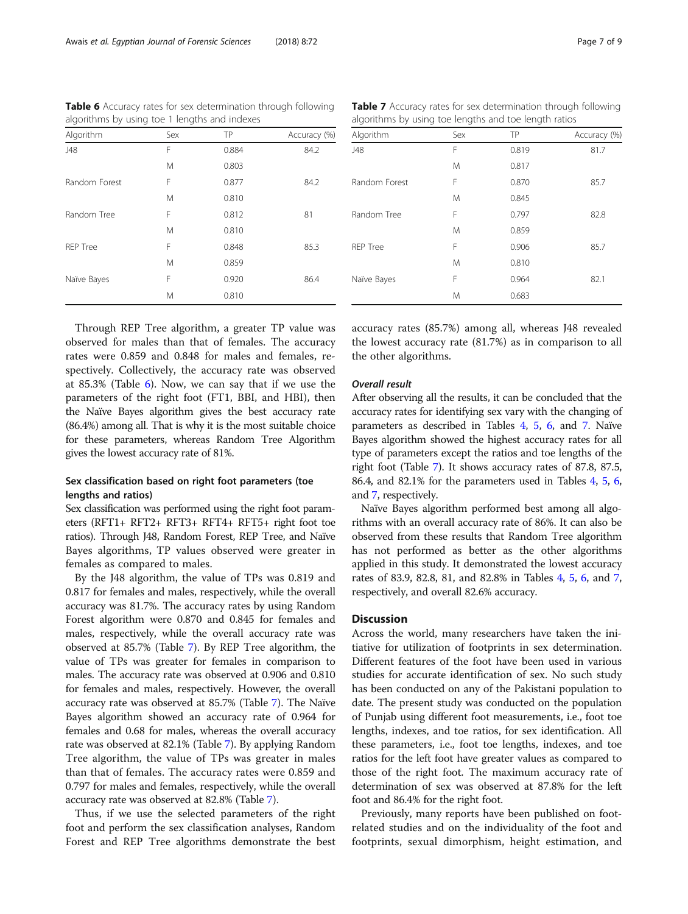**Table 6** Accuracy rates for sex determination through following algorithms by using toe 1 lengths and indexes

| Algorithm | Sex | TP | Accuracy (%) |
| --- | --- | --- | --- |
| J48 | F | 0.884 | 84.2 |
| | M | 0.803 | |
| Random Forest | F | 0.877 | 84.2 |
| | M | 0.810 | |
| Random Tree | F | 0.812 | 81 |
| | M | 0.810 | |
| REP Tree | F | 0.848 | 85.3 |
| | M | 0.859 | |
| Naïve Bayes | F | 0.920 | 86.4 |
| | M | 0.810 | |

Through REP Tree algorithm, a greater TP value was observed for males than that of females. The accuracy rates were 0.859 and 0.848 for males and females, respectively. Collectively, the accuracy rate was observed at 85.3% (Table 6). Now, we can say that if we use the parameters of the right foot (FT1, BBI, and HBI), then the Naïve Bayes algorithm gives the best accuracy rate (86.4%) among all. That is why it is the most suitable choice for these parameters, whereas Random Tree Algorithm gives the lowest accuracy rate of 81%.

### Sex classification based on right foot parameters (toe lengths and ratios)

Sex classification was performed using the right foot parameters (RFT1+ RFT2+ RFT3+ RFT4+ RFT5+ right foot toe ratios). Through J48, Random Forest, REP Tree, and Naïve Bayes algorithms, TP values observed were greater in females as compared to males.

By the J48 algorithm, the value of TPs was 0.819 and 0.817 for females and males, respectively, while the overall accuracy was 81.7%. The accuracy rates by using Random Forest algorithm were 0.870 and 0.845 for females and males, respectively, while the overall accuracy rate was observed at 85.7% (Table 7). By REP Tree algorithm, the value of TPs was greater for females in comparison to males. The accuracy rate was observed at 0.906 and 0.810 for females and males, respectively. However, the overall accuracy rate was observed at 85.7% (Table 7). The Naïve Bayes algorithm showed an accuracy rate of 0.964 for females and 0.68 for males, whereas the overall accuracy rate was observed at 82.1% (Table 7). By applying Random Tree algorithm, the value of TPs was greater in males than that of females. The accuracy rates were 0.859 and 0.797 for males and females, respectively, while the overall accuracy rate was observed at 82.8% (Table 7).

Thus, if we use the selected parameters of the right foot and perform the sex classification analyses, Random Forest and REP Tree algorithms demonstrate the best accuracy rates (85.7%) among all, whereas J48 revealed the lowest accuracy rate (81.7%) as in comparison to all the other algorithms.

**Table 7** Accuracy rates for sex determination through following algorithms by using toe lengths and toe length ratios

| Algorithm | Sex | TP | Accuracy (%) |
| --- | --- | --- | --- |
| J48 | F | 0.819 | 81.7 |
| | M | 0.817 | |
| Random Forest | F | 0.870 | 85.7 |
| | M | 0.845 | |
| Random Tree | F | 0.797 | 82.8 |
| | M | 0.859 | |
| REP Tree | F | 0.906 | 85.7 |
| | M | 0.810 | |
| Naïve Bayes | F | 0.964 | 82.1 |
| | M | 0.683 | |

#### *Overall result*

After observing all the results, it can be concluded that the accuracy rates for identifying sex vary with the changing of parameters as described in Tables 4, 5, 6, and 7. Naïve Bayes algorithm showed the highest accuracy rates for all type of parameters except the ratios and toe lengths of the right foot (Table 7). It shows accuracy rates of 87.8, 87.5, 86.4, and 82.1% for the parameters used in Tables 4, 5, 6, and 7, respectively.

Naïve Bayes algorithm performed best among all algorithms with an overall accuracy rate of 86%. It can also be observed from these results that Random Tree algorithm has not performed as better as the other algorithms applied in this study. It demonstrated the lowest accuracy rates of 83.9, 82.8, 81, and 82.8% in Tables 4, 5, 6, and 7, respectively, and overall 82.6% accuracy.

## Discussion

Across the world, many researchers have taken the initiative for utilization of footprints in sex determination. Different features of the foot have been used in various studies for accurate identification of sex. No such study has been conducted on any of the Pakistani population to date. The present study was conducted on the population of Punjab using different foot measurements, i.e., foot toe lengths, indexes, and toe ratios, for sex identification. All these parameters, i.e., foot toe lengths, indexes, and toe ratios for the left foot have greater values as compared to those of the right foot. The maximum accuracy rate of determination of sex was observed at 87.8% for the left foot and 86.4% for the right foot.

Previously, many reports have been published on foot-related studies and on the individuality of the foot and footprints, sexual dimorphism, height estimation, and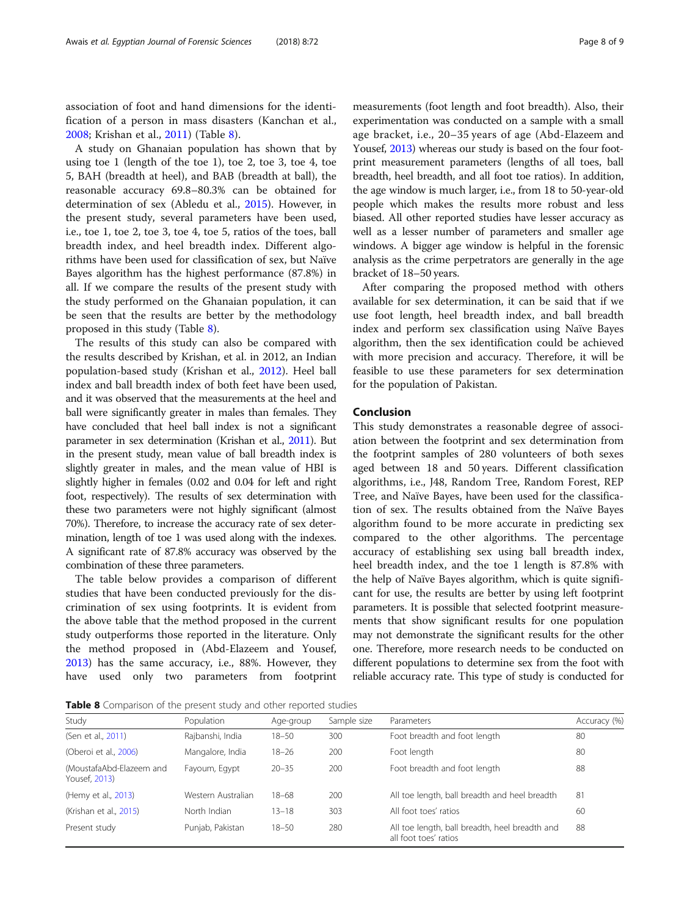association of foot and hand dimensions for the identification of a person in mass disasters (Kanchan et al., 2008; Krishan et al., 2011) (Table 8).

A study on Ghanaian population has shown that by using toe 1 (length of the toe 1), toe 2, toe 3, toe 4, toe 5, BAH (breadth at heel), and BAB (breadth at ball), the reasonable accuracy 69.8–80.3% can be obtained for determination of sex (Abledu et al., 2015). However, in the present study, several parameters have been used, i.e., toe 1, toe 2, toe 3, toe 4, toe 5, ratios of the toes, ball breadth index, and heel breadth index. Different algorithms have been used for classification of sex, but Naïve Bayes algorithm has the highest performance (87.8%) in all. If we compare the results of the present study with the study performed on the Ghanaian population, it can be seen that the results are better by the methodology proposed in this study (Table 8).

The results of this study can also be compared with the results described by Krishan, et al. in 2012, an Indian population-based study (Krishan et al., 2012). Heel ball index and ball breadth index of both feet have been used, and it was observed that the measurements at the heel and ball were significantly greater in males than females. They have concluded that heel ball index is not a significant parameter in sex determination (Krishan et al., 2011). But in the present study, mean value of ball breadth index is slightly greater in males, and the mean value of HBI is slightly higher in females (0.02 and 0.04 for left and right foot, respectively). The results of sex determination with these two parameters were not highly significant (almost 70%). Therefore, to increase the accuracy rate of sex determination, length of toe 1 was used along with the indexes. A significant rate of 87.8% accuracy was observed by the combination of these three parameters.

The table below provides a comparison of different studies that have been conducted previously for the discrimination of sex using footprints. It is evident from the above table that the method proposed in the current study outperforms those reported in the literature. Only the method proposed in (Abd-Elazeem and Yousef, 2013) has the same accuracy, i.e., 88%. However, they have used only two parameters from footprint measurements (foot length and foot breadth). Also, their experimentation was conducted on a sample with a small age bracket, i.e., 20–35 years of age (Abd-Elazeem and Yousef, 2013) whereas our study is based on the four footprint measurement parameters (lengths of all toes, ball breadth, heel breadth, and all foot toe ratios). In addition, the age window is much larger, i.e., from 18 to 50-year-old people which makes the results more robust and less biased. All other reported studies have lesser accuracy as well as a lesser number of parameters and smaller age windows. A bigger age window is helpful in the forensic analysis as the crime perpetrators are generally in the age bracket of 18–50 years.

After comparing the proposed method with others available for sex determination, it can be said that if we use foot length, heel breadth index, and ball breadth index and perform sex classification using Naïve Bayes algorithm, then the sex identification could be achieved with more precision and accuracy. Therefore, it will be feasible to use these parameters for sex determination for the population of Pakistan.

## Conclusion

This study demonstrates a reasonable degree of association between the footprint and sex determination from the footprint samples of 280 volunteers of both sexes aged between 18 and 50 years. Different classification algorithms, i.e., J48, Random Tree, Random Forest, REP Tree, and Naïve Bayes, have been used for the classification of sex. The results obtained from the Naïve Bayes algorithm found to be more accurate in predicting sex compared to the other algorithms. The percentage accuracy of establishing sex using ball breadth index, heel breadth index, and the toe 1 length is 87.8% with the help of Naïve Bayes algorithm, which is quite significant for use, the results are better by using left footprint parameters. It is possible that selected footprint measurements that show significant results for one population may not demonstrate the significant results for the other one. Therefore, more research needs to be conducted on different populations to determine sex from the foot with reliable accuracy rate. This type of study is conducted for

**Table 8** Comparison of the present study and other reported studies

| Study | Population | Age-group | Sample size | Parameters | Accuracy (%) |
|---|---|---|---|---|---|
| (Sen et al., 2011) | Rajbanshi, India | 18–50 | 300 | Foot breadth and foot length | 80 |
| (Oberoi et al., 2006) | Mangalore, India | 18–26 | 200 | Foot length | 80 |
| (MoustafaAbd-Elazeem and Yousef, 2013) | Fayoum, Egypt | 20–35 | 200 | Foot breadth and foot length | 88 |
| (Hemy et al., 2013) | Western Australian | 18–68 | 200 | All toe length, ball breadth and heel breadth | 81 |
| (Krishan et al., 2015) | North Indian | 13–18 | 303 | All foot toes' ratios | 60 |
| Present study | Punjab, Pakistan | 18–50 | 280 | All toe length, ball breadth, heel breadth and all foot toes' ratios | 88 |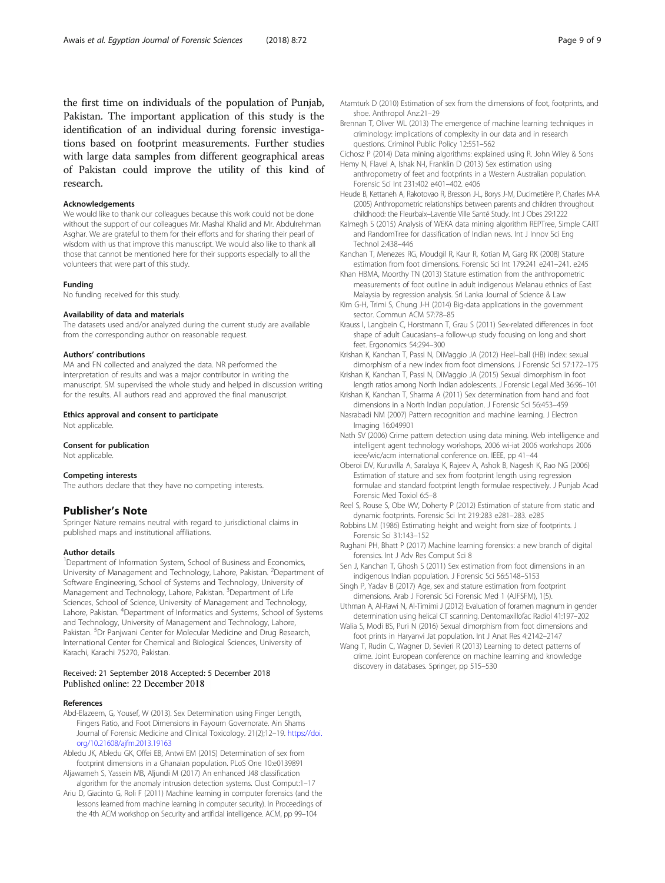the first time on individuals of the population of Punjab, Pakistan. The important application of this study is the identification of an individual during forensic investigations based on footprint measurements. Further studies with large data samples from different geographical areas of Pakistan could improve the utility of this kind of research.

#### Acknowledgements

We would like to thank our colleagues because this work could not be done without the support of our colleagues Mr. Mashal Khalid and Mr. Abdulrehman Asghar. We are grateful to them for their efforts and for sharing their pearl of wisdom with us that improve this manuscript. We would also like to thank all those that cannot be mentioned here for their supports especially to all the volunteers that were part of this study.

#### Funding

No funding received for this study.

#### Availability of data and materials

The datasets used and/or analyzed during the current study are available from the corresponding author on reasonable request.

#### Authors' contributions

MA and FN collected and analyzed the data. NR performed the interpretation of results and was a major contributor in writing the manuscript. SM supervised the whole study and helped in discussion writing for the results. All authors read and approved the final manuscript.

#### Ethics approval and consent to participate

Not applicable.

#### Consent for publication

Not applicable.

#### Competing interests

The authors declare that they have no competing interests.

## Publisher's Note

Springer Nature remains neutral with regard to jurisdictional claims in published maps and institutional affiliations.

#### Author details

[1]Department of Information System, School of Business and Economics, University of Management and Technology, Lahore, Pakistan. [2]Department of Software Engineering, School of Systems and Technology, University of Management and Technology, Lahore, Pakistan. [3]Department of Life Sciences, School of Science, University of Management and Technology, Lahore, Pakistan. [4]Department of Informatics and Systems, School of Systems and Technology, University of Management and Technology, Lahore, Pakistan. [5]Dr Panjwani Center for Molecular Medicine and Drug Research, International Center for Chemical and Biological Sciences, University of Karachi, Karachi 75270, Pakistan.

Received: 21 September 2018 Accepted: 5 December 2018
Published online: 22 December 2018

#### References

Abd-Elazeem, G, Yousef, W (2013). Sex Determination using Finger Length, Fingers Ratio, and Foot Dimensions in Fayoum Governorate. Ain Shams Journal of Forensic Medicine and Clinical Toxicology. 21(2);12–19. https://doi.org/10.21608/ajfm.2013.19163

Abledu JK, Abledu GK, Offei EB, Antwi EM (2015) Determination of sex from footprint dimensions in a Ghanaian population. PLoS One 10:e0139891

Aljawarneh S, Yassein MB, Aljundi M (2017) An enhanced J48 classification algorithm for the anomaly intrusion detection systems. Clust Comput:1–17

Ariu D, Giacinto G, Roli F (2011) Machine learning in computer forensics (and the lessons learned from machine learning in computer security). In Proceedings of the 4th ACM workshop on Security and artificial intelligence. ACM, pp 99–104

Atamturk D (2010) Estimation of sex from the dimensions of foot, footprints, and shoe. Anthropol Anz:21–29

Brennan T, Oliver WL (2013) The emergence of machine learning techniques in criminology: implications of complexity in our data and in research questions. Criminol Public Policy 12:551–562

Cichosz P (2014) Data mining algorithms: explained using R. John Wiley & Sons

Hemy N, Flavel A, Ishak N-I, Franklin D (2013) Sex estimation using anthropometry of feet and footprints in a Western Australian population. Forensic Sci Int 231:402 e401–402. e406

Heude B, Kettaneh A, Rakotovao R, Bresson J-L, Borys J-M, Ducimetière P, Charles M-A (2005) Anthropometric relationships between parents and children throughout childhood: the Fleurbaix–Laventie Ville Santé Study. Int J Obes 29:1222

Kalmegh S (2015) Analysis of WEKA data mining algorithm REPTree, Simple CART and RandomTree for classification of Indian news. Int J Innov Sci Eng Technol 2:438–446

Kanchan T, Menezes RG, Moudgil R, Kaur R, Kotian M, Garg RK (2008) Stature estimation from foot dimensions. Forensic Sci Int 179:241 e241–241. e245

Khan HBMA, Moorthy TN (2013) Stature estimation from the anthropometric measurements of foot outline in adult indigenous Melanau ethnics of East Malaysia by regression analysis. Sri Lanka Journal of Science & Law

Kim G-H, Trimi S, Chung J-H (2014) Big-data applications in the government sector. Commun ACM 57:78–85

Krauss I, Langbein C, Horstmann T, Grau S (2011) Sex-related differences in foot shape of adult Caucasians–a follow-up study focusing on long and short feet. Ergonomics 54:294–300

Krishan K, Kanchan T, Passi N, DiMaggio JA (2012) Heel–ball (HB) index: sexual dimorphism of a new index from foot dimensions. J Forensic Sci 57:172–175

Krishan K, Kanchan T, Passi N, DiMaggio JA (2015) Sexual dimorphism in foot length ratios among North Indian adolescents. J Forensic Legal Med 36:96–101

Krishan K, Kanchan T, Sharma A (2011) Sex determination from hand and foot dimensions in a North Indian population. J Forensic Sci 56:453–459

Nasrabadi NM (2007) Pattern recognition and machine learning. J Electron Imaging 16:049901

Nath SV (2006) Crime pattern detection using data mining. Web intelligence and intelligent agent technology workshops, 2006 wi-iat 2006 workshops 2006 ieee/wic/acm international conference on. IEEE, pp 41–44

Oberoi DV, Kuruvilla A, Saralaya K, Rajeev A, Ashok B, Nagesh K, Rao NG (2006) Estimation of stature and sex from footprint length using regression formulae and standard footprint length formulae respectively. J Punjab Acad Forensic Med Toxiol 6:5–8

Reel S, Rouse S, Obe WV, Doherty P (2012) Estimation of stature from static and dynamic footprints. Forensic Sci Int 219:283 e281–283. e285

Robbins LM (1986) Estimating height and weight from size of footprints. J Forensic Sci 31:143–152

Rughani PH, Bhatt P (2017) Machine learning forensics: a new branch of digital forensics. Int J Adv Res Comput Sci 8

Sen J, Kanchan T, Ghosh S (2011) Sex estimation from foot dimensions in an indigenous Indian population. J Forensic Sci 56:S148–S153

Singh P, Yadav B (2017) Age, sex and stature estimation from footprint dimensions. Arab J Forensic Sci Forensic Med 1 (AJFSFM), 1(5).

Uthman A, Al-Rawi N, Al-Timimi J (2012) Evaluation of foramen magnum in gender determination using helical CT scanning. Dentomaxillofac Radiol 41:197–202

Walia S, Modi BS, Puri N (2016) Sexual dimorphism from foot dimensions and foot prints in Haryanvi Jat population. Int J Anat Res 4:2142–2147

Wang T, Rudin C, Wagner D, Sevieri R (2013) Learning to detect patterns of crime. Joint European conference on machine learning and knowledge discovery in databases. Springer, pp 515–530